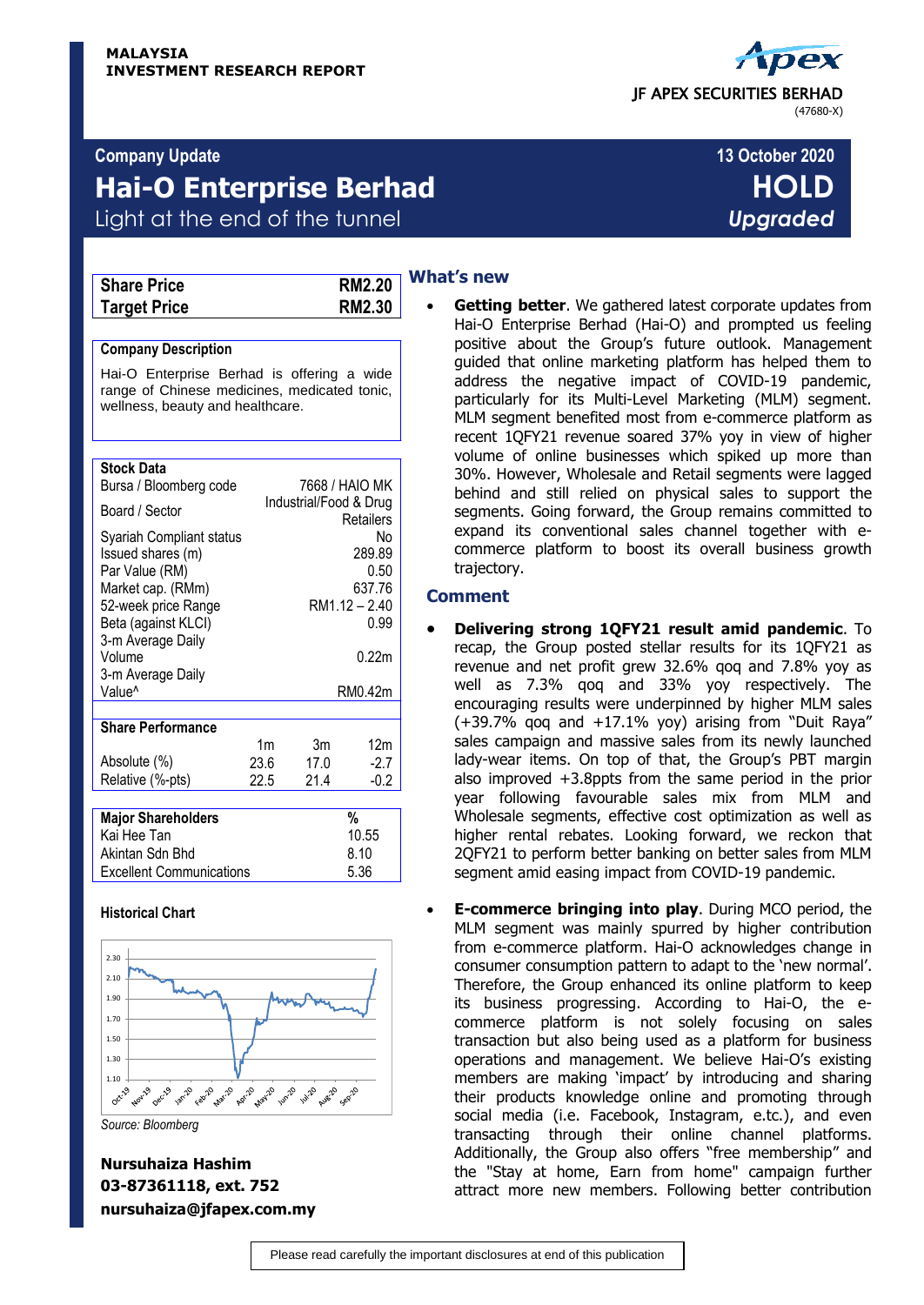MALAYSIA
INVESTMENT RESEARCH REPORT

JF APEX SECURITIES BERHAD
(47680-X)

**Company Update** | **13 October 2020**

# Hai-O Enterprise Berhad

**HOLD**
*Upgraded*

Light at the end of the tunnel

| | |
|---|---|
| **Share Price** | **RM2.20** |
| **Target Price** | **RM2.30** |

**Company Description**

Hai-O Enterprise Berhad is offering a wide range of Chinese medicines, medicated tonic, wellness, beauty and healthcare.

| **Stock Data** | |
|---|---|
| Bursa / Bloomberg code | 7668 / HAIO MK |
| Board / Sector | Industrial/Food & Drug Retailers |
| Syariah Compliant status | No |
| Issued shares (m) | 289.89 |
| Par Value (RM) | 0.50 |
| Market cap. (RMm) | 637.76 |
| 52-week price Range | RM1.12 – 2.40 |
| Beta (against KLCI) | 0.99 |
| 3-m Average Daily Volume | 0.22m |
| 3-m Average Daily Value^ | RM0.42m |

| **Share Performance** | 1m | 3m | 12m |
|---|---|---|---|
| Absolute (%) | 23.6 | 17.0 | -2.7 |
| Relative (%-pts) | 22.5 | 21.4 | -0.2 |

| **Major Shareholders** | **%** |
|---|---|
| Kai Hee Tan | 10.55 |
| Akintan Sdn Bhd | 8.10 |
| Excellent Communications | 5.36 |

**Historical Chart**

*Source: Bloomberg*

**Nursuhaiza Hashim**
**03-87361118, ext. 752**
**nursuhaiza@jfapex.com.my**

## What's new

- **Getting better**. We gathered latest corporate updates from Hai-O Enterprise Berhad (Hai-O) and prompted us feeling positive about the Group's future outlook. Management guided that online marketing platform has helped them to address the negative impact of COVID-19 pandemic, particularly for its Multi-Level Marketing (MLM) segment. MLM segment benefited most from e-commerce platform as recent 1QFY21 revenue soared 37% yoy in view of higher volume of online businesses which spiked up more than 30%. However, Wholesale and Retail segments were lagged behind and still relied on physical sales to support the segments. Going forward, the Group remains committed to expand its conventional sales channel together with e-commerce platform to boost its overall business growth trajectory.

## Comment

- **Delivering strong 1QFY21 result amid pandemic**. To recap, the Group posted stellar results for its 1QFY21 as revenue and net profit grew 32.6% qoq and 7.8% yoy as well as 7.3% qoq and 33% yoy respectively. The encouraging results were underpinned by higher MLM sales (+39.7% qoq and +17.1% yoy) arising from "Duit Raya" sales campaign and massive sales from its newly launched lady-wear items. On top of that, the Group's PBT margin also improved +3.8ppts from the same period in the prior year following favourable sales mix from MLM and Wholesale segments, effective cost optimization as well as higher rental rebates. Looking forward, we reckon that 2QFY21 to perform better banking on better sales from MLM segment amid easing impact from COVID-19 pandemic.

- **E-commerce bringing into play**. During MCO period, the MLM segment was mainly spurred by higher contribution from e-commerce platform. Hai-O acknowledges change in consumer consumption pattern to adapt to the 'new normal'. Therefore, the Group enhanced its online platform to keep its business progressing. According to Hai-O, the e-commerce platform is not solely focusing on sales transaction but also being used as a platform for business operations and management. We believe Hai-O's existing members are making 'impact' by introducing and sharing their products knowledge online and promoting through social media (i.e. Facebook, Instagram, e.tc.), and even transacting through their online channel platforms. Additionally, the Group also offers "free membership" and the "Stay at home, Earn from home" campaign further attract more new members. Following better contribution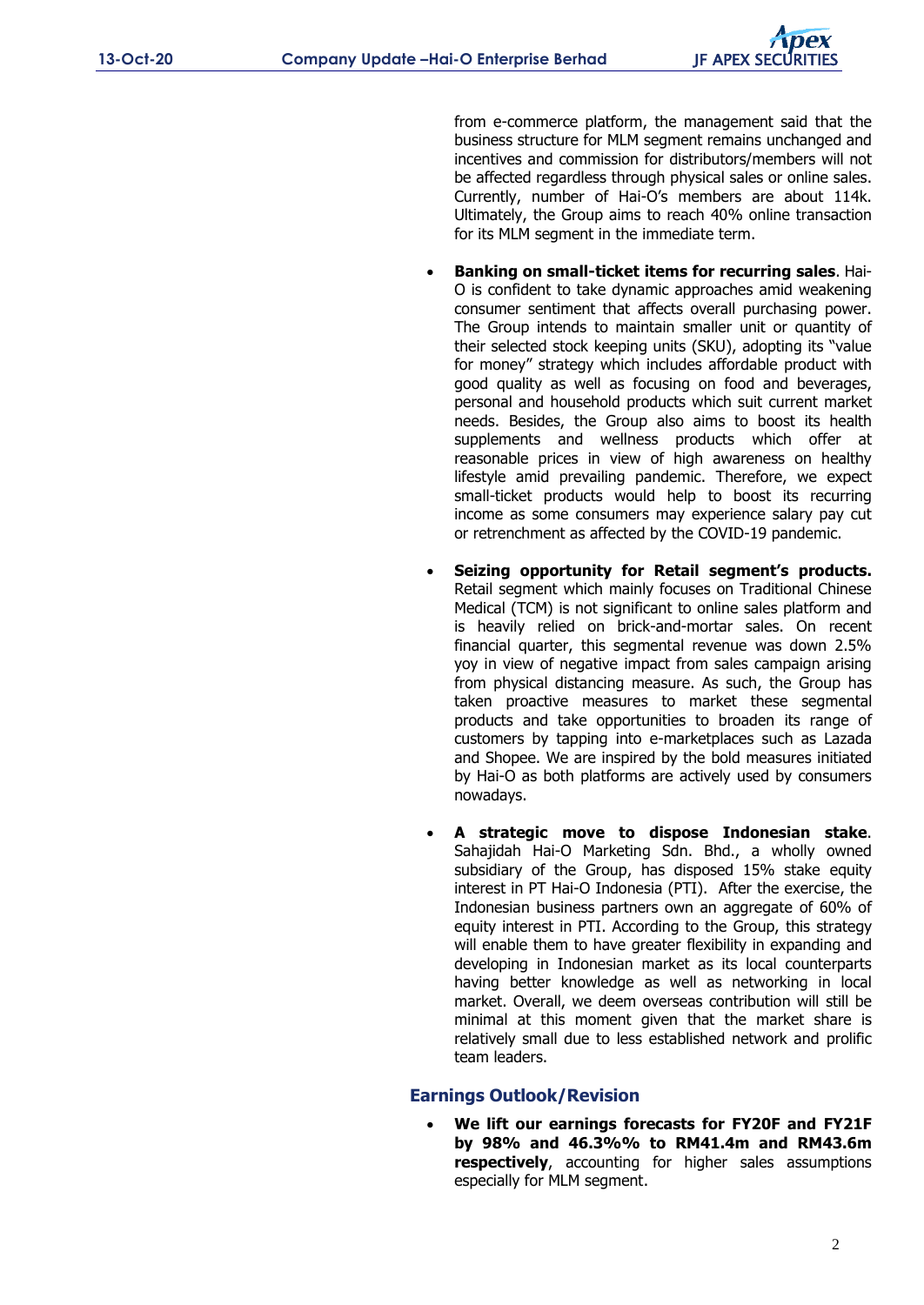from e-commerce platform, the management said that the business structure for MLM segment remains unchanged and incentives and commission for distributors/members will not be affected regardless through physical sales or online sales. Currently, number of Hai-O's members are about 114k. Ultimately, the Group aims to reach 40% online transaction for its MLM segment in the immediate term.

- **Banking on small-ticket items for recurring sales**. Hai-O is confident to take dynamic approaches amid weakening consumer sentiment that affects overall purchasing power. The Group intends to maintain smaller unit or quantity of their selected stock keeping units (SKU), adopting its "value for money" strategy which includes affordable product with good quality as well as focusing on food and beverages, personal and household products which suit current market needs. Besides, the Group also aims to boost its health supplements and wellness products which offer at reasonable prices in view of high awareness on healthy lifestyle amid prevailing pandemic. Therefore, we expect small-ticket products would help to boost its recurring income as some consumers may experience salary pay cut or retrenchment as affected by the COVID-19 pandemic.

- **Seizing opportunity for Retail segment's products.** Retail segment which mainly focuses on Traditional Chinese Medical (TCM) is not significant to online sales platform and is heavily relied on brick-and-mortar sales. On recent financial quarter, this segmental revenue was down 2.5% yoy in view of negative impact from sales campaign arising from physical distancing measure. As such, the Group has taken proactive measures to market these segmental products and take opportunities to broaden its range of customers by tapping into e-marketplaces such as Lazada and Shopee. We are inspired by the bold measures initiated by Hai-O as both platforms are actively used by consumers nowadays.

- **A strategic move to dispose Indonesian stake**. Sahajidah Hai-O Marketing Sdn. Bhd., a wholly owned subsidiary of the Group, has disposed 15% stake equity interest in PT Hai-O Indonesia (PTI). After the exercise, the Indonesian business partners own an aggregate of 60% of equity interest in PTI. According to the Group, this strategy will enable them to have greater flexibility in expanding and developing in Indonesian market as its local counterparts having better knowledge as well as networking in local market. Overall, we deem overseas contribution will still be minimal at this moment given that the market share is relatively small due to less established network and prolific team leaders.

## Earnings Outlook/Revision

- **We lift our earnings forecasts for FY20F and FY21F by 98% and 46.3%% to RM41.4m and RM43.6m respectively**, accounting for higher sales assumptions especially for MLM segment.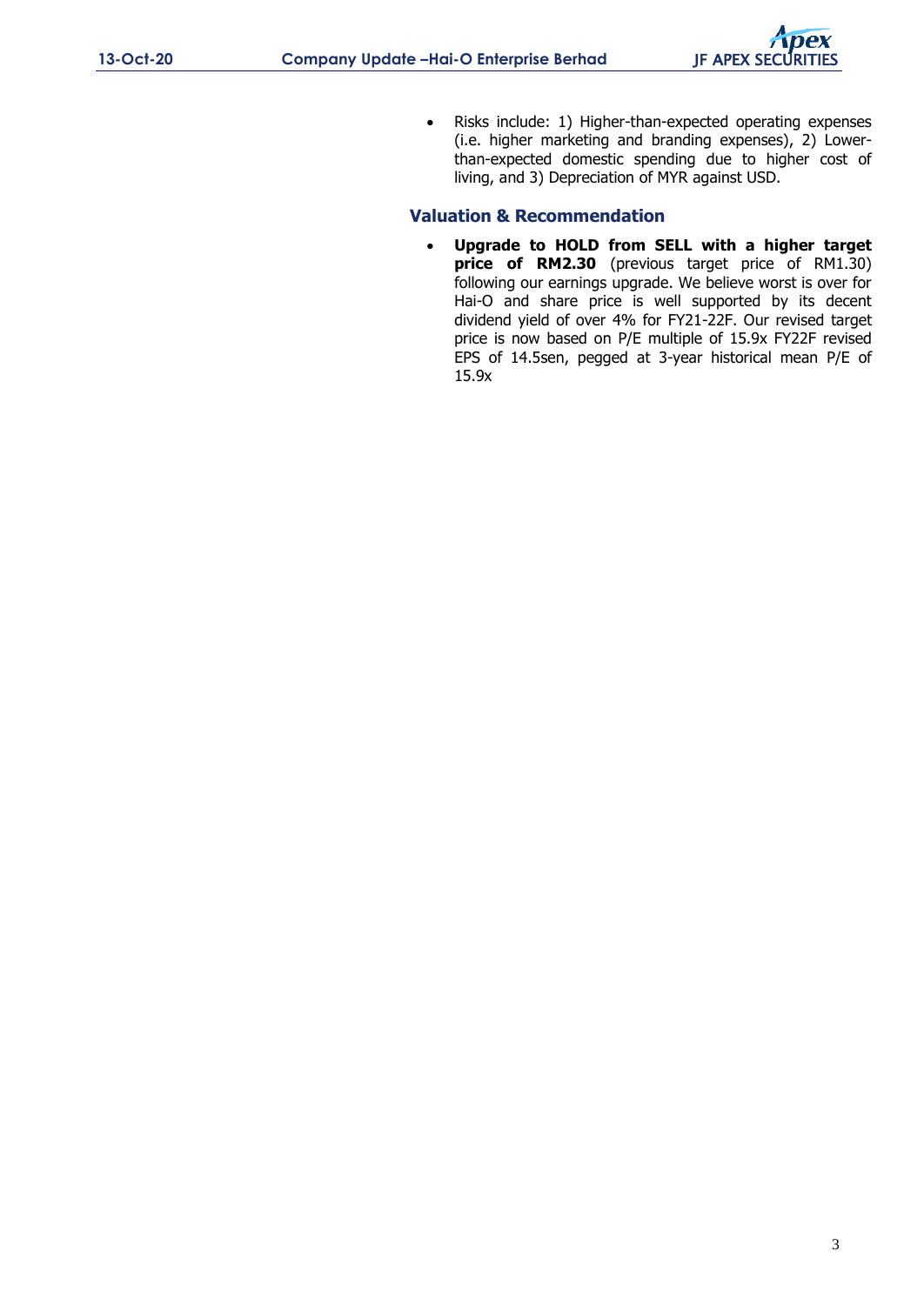- Risks include: 1) Higher-than-expected operating expenses (i.e. higher marketing and branding expenses), 2) Lower-than-expected domestic spending due to higher cost of living, and 3) Depreciation of MYR against USD.

## Valuation & Recommendation

- **Upgrade to HOLD from SELL with a higher target price of RM2.30** (previous target price of RM1.30) following our earnings upgrade. We believe worst is over for Hai-O and share price is well supported by its decent dividend yield of over 4% for FY21-22F. Our revised target price is now based on P/E multiple of 15.9x FY22F revised EPS of 14.5sen, pegged at 3-year historical mean P/E of 15.9x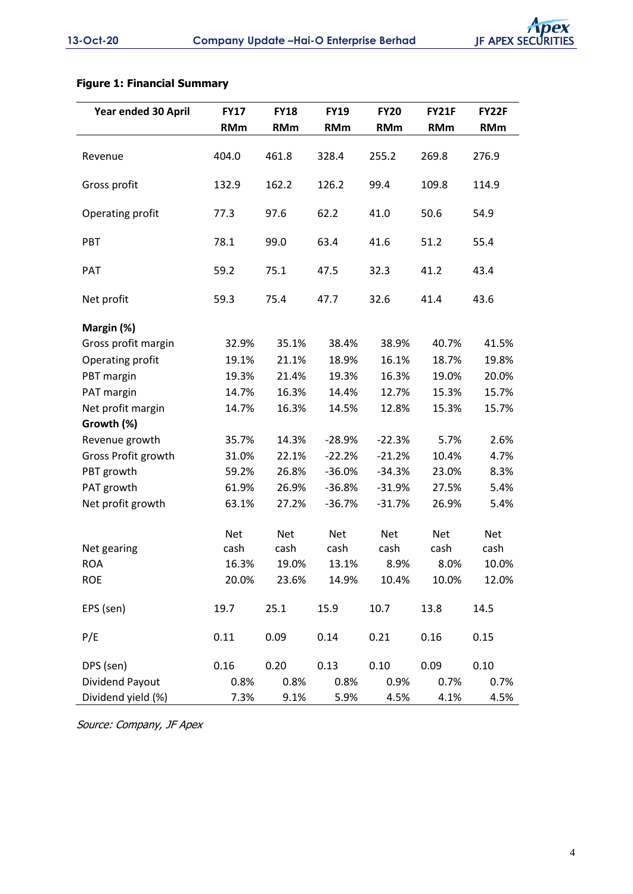**Figure 1: Financial Summary**

| Year ended 30 April | FY17 RMm | FY18 RMm | FY19 RMm | FY20 RMm | FY21F RMm | FY22F RMm |
|---|---|---|---|---|---|---|
| Revenue | 404.0 | 461.8 | 328.4 | 255.2 | 269.8 | 276.9 |
| Gross profit | 132.9 | 162.2 | 126.2 | 99.4 | 109.8 | 114.9 |
| Operating profit | 77.3 | 97.6 | 62.2 | 41.0 | 50.6 | 54.9 |
| PBT | 78.1 | 99.0 | 63.4 | 41.6 | 51.2 | 55.4 |
| PAT | 59.2 | 75.1 | 47.5 | 32.3 | 41.2 | 43.4 |
| Net profit | 59.3 | 75.4 | 47.7 | 32.6 | 41.4 | 43.6 |
| **Margin (%)** | | | | | | |
| Gross profit margin | 32.9% | 35.1% | 38.4% | 38.9% | 40.7% | 41.5% |
| Operating profit | 19.1% | 21.1% | 18.9% | 16.1% | 18.7% | 19.8% |
| PBT margin | 19.3% | 21.4% | 19.3% | 16.3% | 19.0% | 20.0% |
| PAT margin | 14.7% | 16.3% | 14.4% | 12.7% | 15.3% | 15.7% |
| Net profit margin | 14.7% | 16.3% | 14.5% | 12.8% | 15.3% | 15.7% |
| **Growth (%)** | | | | | | |
| Revenue growth | 35.7% | 14.3% | -28.9% | -22.3% | 5.7% | 2.6% |
| Gross Profit growth | 31.0% | 22.1% | -22.2% | -21.2% | 10.4% | 4.7% |
| PBT growth | 59.2% | 26.8% | -36.0% | -34.3% | 23.0% | 8.3% |
| PAT growth | 61.9% | 26.9% | -36.8% | -31.9% | 27.5% | 5.4% |
| Net profit growth | 63.1% | 27.2% | -36.7% | -31.7% | 26.9% | 5.4% |
| Net gearing | Net cash | Net cash | Net cash | Net cash | Net cash | Net cash |
| ROA | 16.3% | 19.0% | 13.1% | 8.9% | 8.0% | 10.0% |
| ROE | 20.0% | 23.6% | 14.9% | 10.4% | 10.0% | 12.0% |
| EPS (sen) | 19.7 | 25.1 | 15.9 | 10.7 | 13.8 | 14.5 |
| P/E | 0.11 | 0.09 | 0.14 | 0.21 | 0.16 | 0.15 |
| DPS (sen) | 0.16 | 0.20 | 0.13 | 0.10 | 0.09 | 0.10 |
| Dividend Payout | 0.8% | 0.8% | 0.8% | 0.9% | 0.7% | 0.7% |
| Dividend yield (%) | 7.3% | 9.1% | 5.9% | 4.5% | 4.1% | 4.5% |

*Source: Company, JF Apex*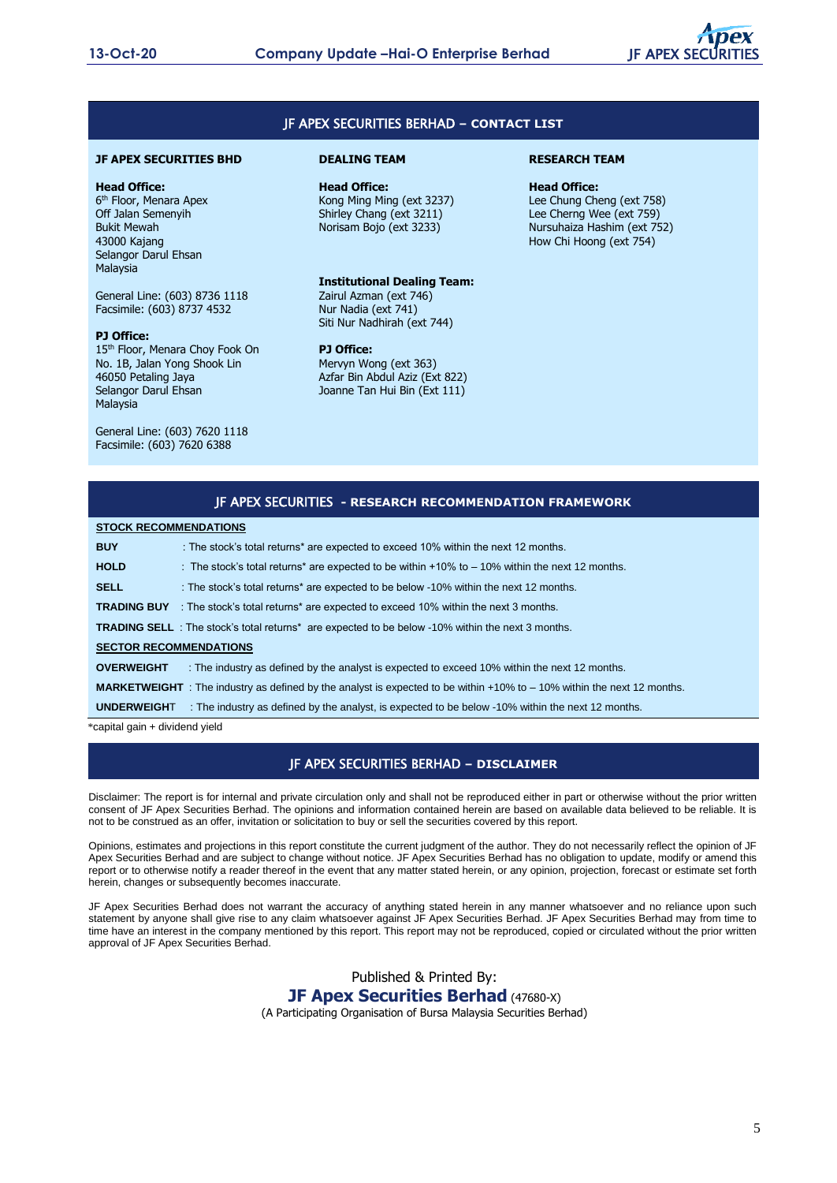## JF APEX SECURITIES BERHAD – CONTACT LIST

**JF APEX SECURITIES BHD**

**Head Office:**
6th Floor, Menara Apex
Off Jalan Semenyih
Bukit Mewah
43000 Kajang
Selangor Darul Ehsan
Malaysia

General Line: (603) 8736 1118
Facsimile: (603) 8737 4532

**PJ Office:**
15th Floor, Menara Choy Fook On
No. 1B, Jalan Yong Shook Lin
46050 Petaling Jaya
Selangor Darul Ehsan
Malaysia

General Line: (603) 7620 1118
Facsimile: (603) 7620 6388

**DEALING TEAM**

**Head Office:**
Kong Ming Ming (ext 3237)
Shirley Chang (ext 3211)
Norisam Bojo (ext 3233)

**Institutional Dealing Team:**
Zairul Azman (ext 746)
Nur Nadia (ext 741)
Siti Nur Nadhirah (ext 744)

**PJ Office:**
Mervyn Wong (ext 363)
Azfar Bin Abdul Aziz (Ext 822)
Joanne Tan Hui Bin (Ext 111)

**RESEARCH TEAM**

**Head Office:**
Lee Chung Cheng (ext 758)
Lee Cherng Wee (ext 759)
Nursuhaiza Hashim (ext 752)
How Chi Hoong (ext 754)

## JF APEX SECURITIES - RESEARCH RECOMMENDATION FRAMEWORK

**STOCK RECOMMENDATIONS**

**BUY** : The stock's total returns* are expected to exceed 10% within the next 12 months.

**HOLD** : The stock's total returns* are expected to be within +10% to – 10% within the next 12 months.

**SELL** : The stock's total returns* are expected to be below -10% within the next 12 months.

**TRADING BUY** : The stock's total returns* are expected to exceed 10% within the next 3 months.

**TRADING SELL** : The stock's total returns* are expected to be below -10% within the next 3 months.

**SECTOR RECOMMENDATIONS**

**OVERWEIGHT** : The industry as defined by the analyst is expected to exceed 10% within the next 12 months.

**MARKETWEIGHT** : The industry as defined by the analyst is expected to be within +10% to – 10% within the next 12 months.

**UNDERWEIGHT** : The industry as defined by the analyst, is expected to be below -10% within the next 12 months.

*capital gain + dividend yield

## JF APEX SECURITIES BERHAD – DISCLAIMER

Disclaimer: The report is for internal and private circulation only and shall not be reproduced either in part or otherwise without the prior written consent of JF Apex Securities Berhad. The opinions and information contained herein are based on available data believed to be reliable. It is not to be construed as an offer, invitation or solicitation to buy or sell the securities covered by this report.

Opinions, estimates and projections in this report constitute the current judgment of the author. They do not necessarily reflect the opinion of JF Apex Securities Berhad and are subject to change without notice. JF Apex Securities Berhad has no obligation to update, modify or amend this report or to otherwise notify a reader thereof in the event that any matter stated herein, or any opinion, projection, forecast or estimate set forth herein, changes or subsequently becomes inaccurate.

JF Apex Securities Berhad does not warrant the accuracy of anything stated herein in any manner whatsoever and no reliance upon such statement by anyone shall give rise to any claim whatsoever against JF Apex Securities Berhad. JF Apex Securities Berhad may from time to time have an interest in the company mentioned by this report. This report may not be reproduced, copied or circulated without the prior written approval of JF Apex Securities Berhad.

Published & Printed By:
**JF Apex Securities Berhad** (47680-X)
(A Participating Organisation of Bursa Malaysia Securities Berhad)